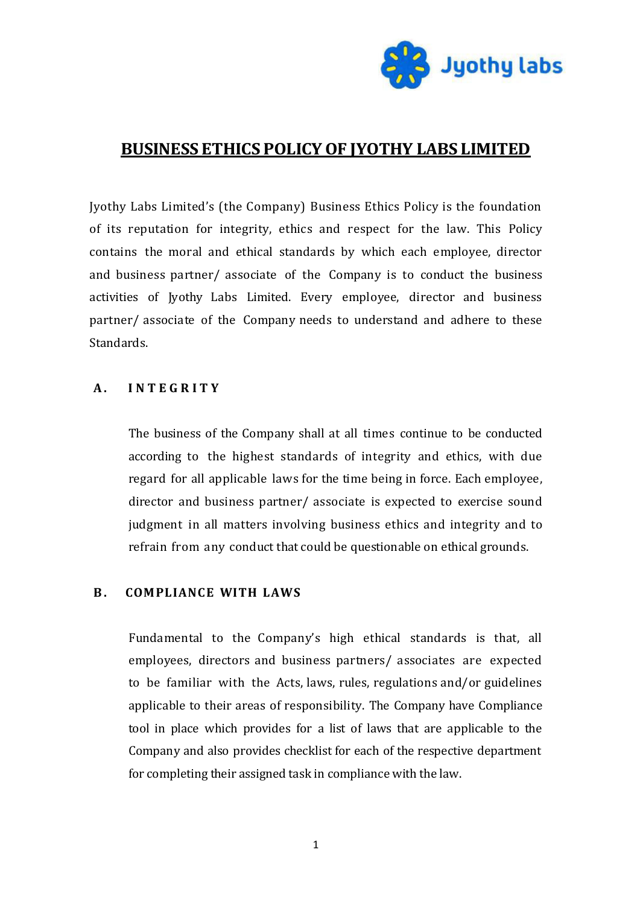# BUSINESS ETHICS POLICY OF JYOTHY LABS LIMITED

Jyothy Labs Limited's (the Company) Business Ethics Policy is the foundation of its reputation for integrity, ethics and respect for the law. This Policy contains the moral and ethical standards by which each employee, director and business partner/ associate of the Company is to conduct the business activities of Jyothy Labs Limited. Every employee, director and business partner/ associate of the Company needs to understand and adhere to these Standards.

## A. INTEGRITY

The business of the Company shall at all times continue to be conducted according to the highest standards of integrity and ethics, with due regard for all applicable laws for the time being in force. Each employee, director and business partner/ associate is expected to exercise sound judgment in all matters involving business ethics and integrity and to refrain from any conduct that could be questionable on ethical grounds.

## B. COMPLIANCE WITH LAWS

Fundamental to the Company's high ethical standards is that, all employees, directors and business partners/ associates are expected to be familiar with the Acts, laws, rules, regulations and/or guidelines applicable to their areas of responsibility. The Company have Compliance tool in place which provides for a list of laws that are applicable to the Company and also provides checklist for each of the respective department for completing their assigned task in compliance with the law.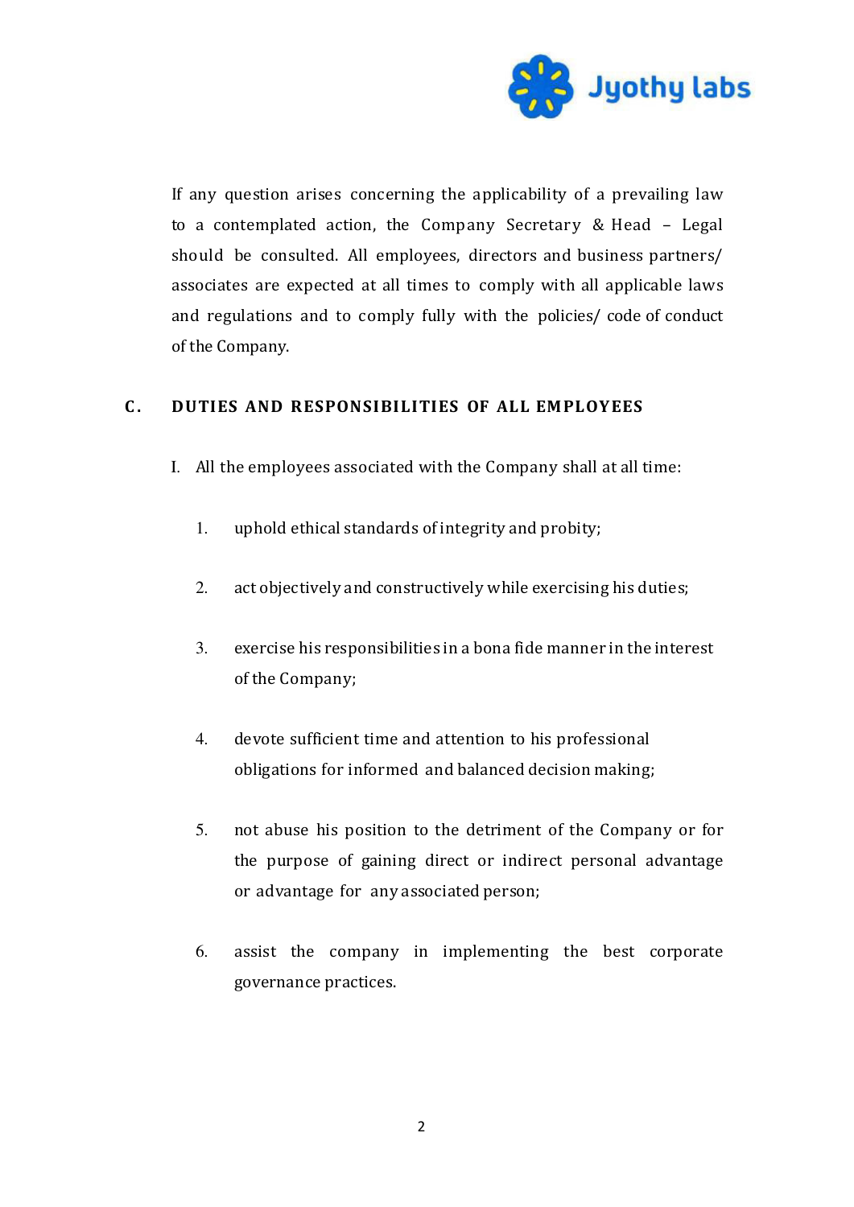If any question arises concerning the applicability of a prevailing law to a contemplated action, the Company Secretary & Head – Legal should be consulted. All employees, directors and business partners/ associates are expected at all times to comply with all applicable laws and regulations and to comply fully with the policies/ code of conduct of the Company.

## C. DUTIES AND RESPONSIBILITIES OF ALL EMPLOYEES

I. All the employees associated with the Company shall at all time:

1. uphold ethical standards of integrity and probity;

2. act objectively and constructively while exercising his duties;

3. exercise his responsibilities in a bona fide manner in the interest of the Company;

4. devote sufficient time and attention to his professional obligations for informed and balanced decision making;

5. not abuse his position to the detriment of the Company or for the purpose of gaining direct or indirect personal advantage or advantage for any associated person;

6. assist the company in implementing the best corporate governance practices.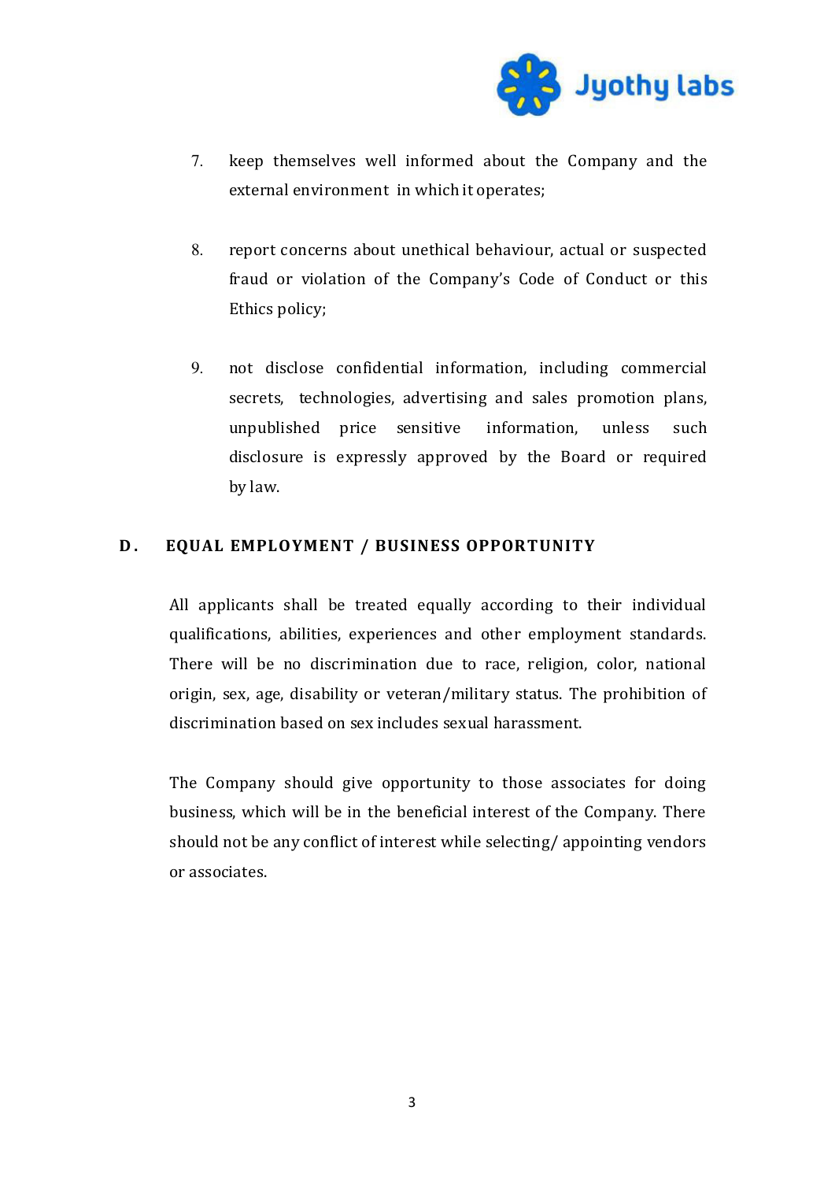7. keep themselves well informed about the Company and the external environment in which it operates;

8. report concerns about unethical behaviour, actual or suspected fraud or violation of the Company's Code of Conduct or this Ethics policy;

9. not disclose confidential information, including commercial secrets, technologies, advertising and sales promotion plans, unpublished price sensitive information, unless such disclosure is expressly approved by the Board or required by law.

## D. EQUAL EMPLOYMENT / BUSINESS OPPORTUNITY

All applicants shall be treated equally according to their individual qualifications, abilities, experiences and other employment standards. There will be no discrimination due to race, religion, color, national origin, sex, age, disability or veteran/military status. The prohibition of discrimination based on sex includes sexual harassment.

The Company should give opportunity to those associates for doing business, which will be in the beneficial interest of the Company. There should not be any conflict of interest while selecting/ appointing vendors or associates.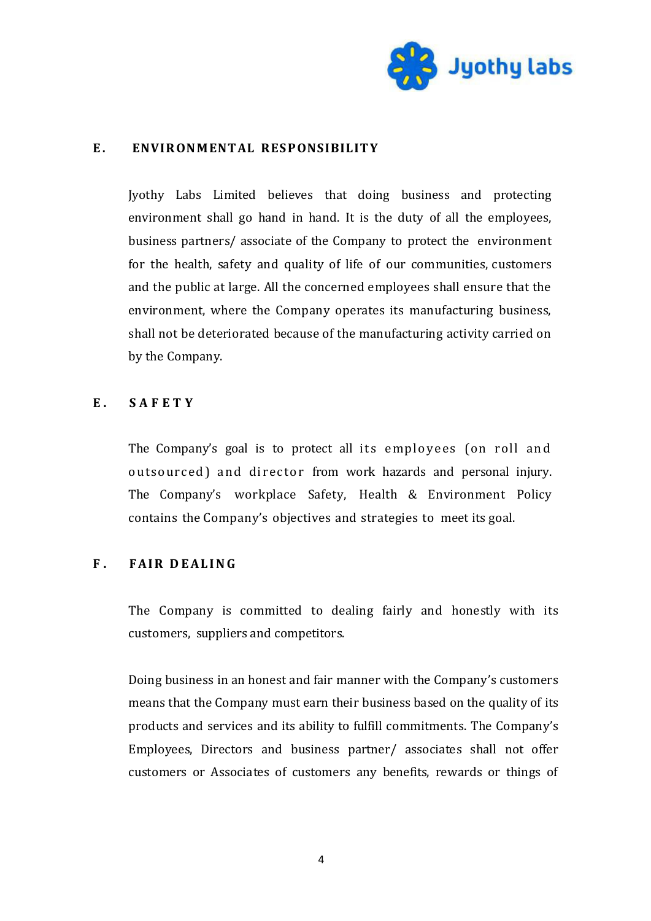## E. ENVIRONMENTAL RESPONSIBILITY

Jyothy Labs Limited believes that doing business and protecting environment shall go hand in hand. It is the duty of all the employees, business partners/ associate of the Company to protect the environment for the health, safety and quality of life of our communities, customers and the public at large. All the concerned employees shall ensure that the environment, where the Company operates its manufacturing business, shall not be deteriorated because of the manufacturing activity carried on by the Company.

## E. SAFETY

The Company's goal is to protect all its employees (on roll and outsourced) and director from work hazards and personal injury. The Company's workplace Safety, Health & Environment Policy contains the Company's objectives and strategies to meet its goal.

## F. FAIR DEALING

The Company is committed to dealing fairly and honestly with its customers, suppliers and competitors.

Doing business in an honest and fair manner with the Company's customers means that the Company must earn their business based on the quality of its products and services and its ability to fulfill commitments. The Company's Employees, Directors and business partner/ associates shall not offer customers or Associates of customers any benefits, rewards or things of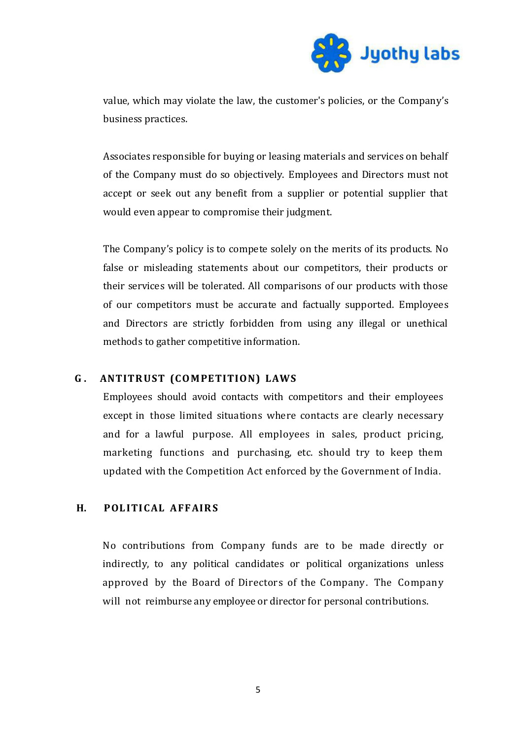value, which may violate the law, the customer's policies, or the Company's business practices.

Associates responsible for buying or leasing materials and services on behalf of the Company must do so objectively. Employees and Directors must not accept or seek out any benefit from a supplier or potential supplier that would even appear to compromise their judgment.

The Company's policy is to compete solely on the merits of its products. No false or misleading statements about our competitors, their products or their services will be tolerated. All comparisons of our products with those of our competitors must be accurate and factually supported. Employees and Directors are strictly forbidden from using any illegal or unethical methods to gather competitive information.

## G. ANTITRUST (COMPETITION) LAWS

Employees should avoid contacts with competitors and their employees except in those limited situations where contacts are clearly necessary and for a lawful purpose. All employees in sales, product pricing, marketing functions and purchasing, etc. should try to keep them updated with the Competition Act enforced by the Government of India.

## H. POLITICAL AFFAIRS

No contributions from Company funds are to be made directly or indirectly, to any political candidates or political organizations unless approved by the Board of Directors of the Company. The Company will not reimburse any employee or director for personal contributions.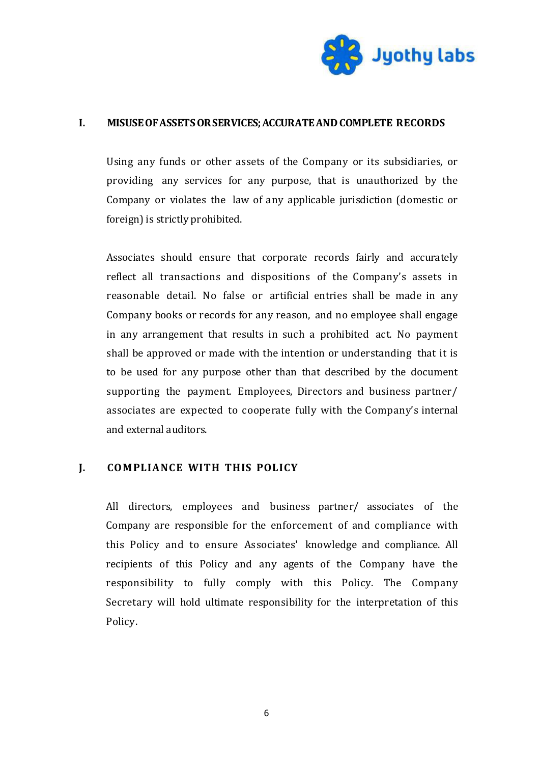## I. MISUSE OF ASSETS OR SERVICES; ACCURATE AND COMPLETE RECORDS

Using any funds or other assets of the Company or its subsidiaries, or providing any services for any purpose, that is unauthorized by the Company or violates the law of any applicable jurisdiction (domestic or foreign) is strictly prohibited.

Associates should ensure that corporate records fairly and accurately reflect all transactions and dispositions of the Company's assets in reasonable detail. No false or artificial entries shall be made in any Company books or records for any reason, and no employee shall engage in any arrangement that results in such a prohibited act. No payment shall be approved or made with the intention or understanding that it is to be used for any purpose other than that described by the document supporting the payment. Employees, Directors and business partner/ associates are expected to cooperate fully with the Company's internal and external auditors.

## J. COMPLIANCE WITH THIS POLICY

All directors, employees and business partner/ associates of the Company are responsible for the enforcement of and compliance with this Policy and to ensure Associates' knowledge and compliance. All recipients of this Policy and any agents of the Company have the responsibility to fully comply with this Policy. The Company Secretary will hold ultimate responsibility for the interpretation of this Policy.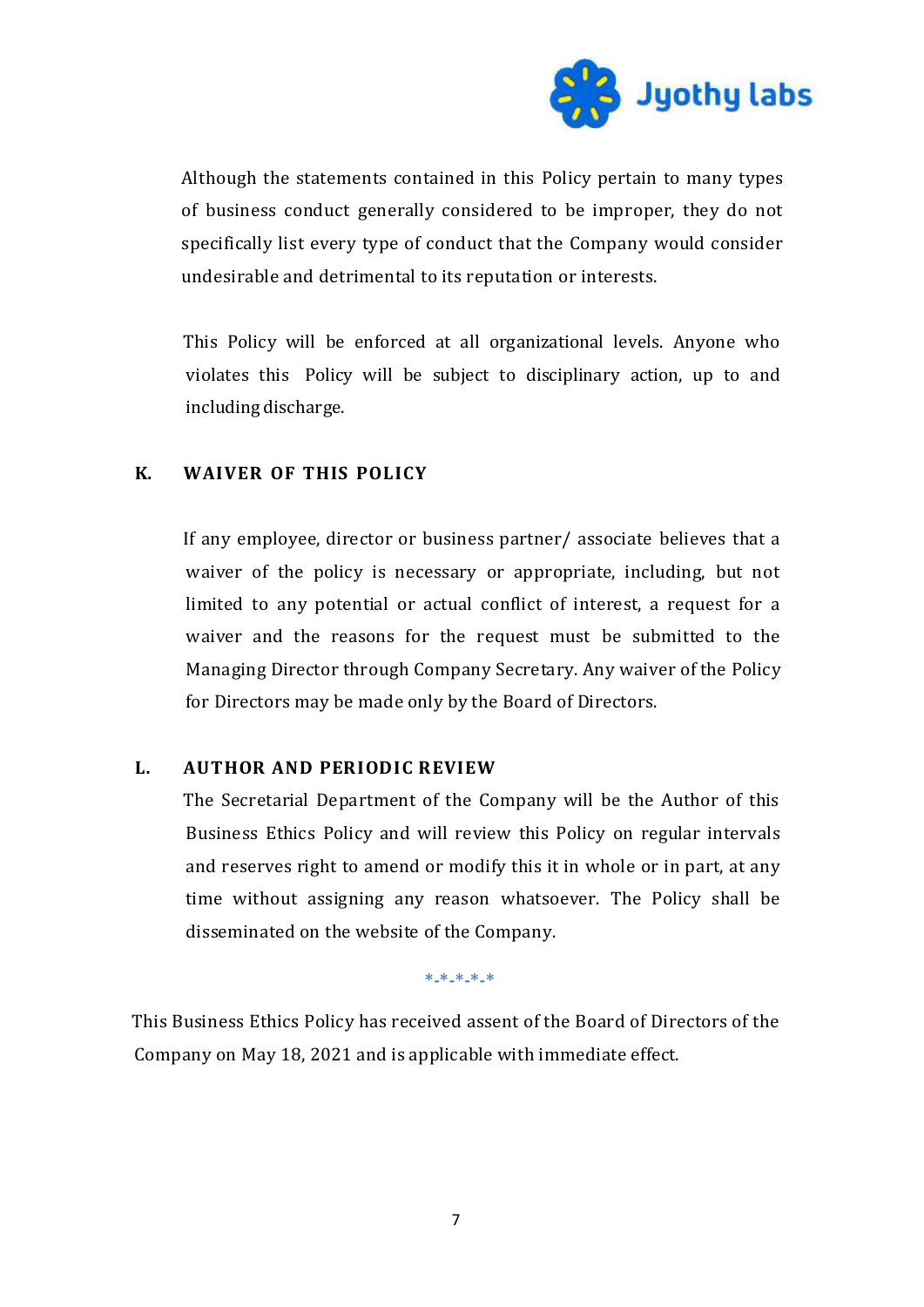Although the statements contained in this Policy pertain to many types of business conduct generally considered to be improper, they do not specifically list every type of conduct that the Company would consider undesirable and detrimental to its reputation or interests.

This Policy will be enforced at all organizational levels. Anyone who violates this Policy will be subject to disciplinary action, up to and including discharge.

## K. WAIVER OF THIS POLICY

If any employee, director or business partner/ associate believes that a waiver of the policy is necessary or appropriate, including, but not limited to any potential or actual conflict of interest, a request for a waiver and the reasons for the request must be submitted to the Managing Director through Company Secretary. Any waiver of the Policy for Directors may be made only by the Board of Directors.

## L. AUTHOR AND PERIODIC REVIEW

The Secretarial Department of the Company will be the Author of this Business Ethics Policy and will review this Policy on regular intervals and reserves right to amend or modify this it in whole or in part, at any time without assigning any reason whatsoever. The Policy shall be disseminated on the website of the Company.

*-*-*-*-*

This Business Ethics Policy has received assent of the Board of Directors of the Company on May 18, 2021 and is applicable with immediate effect.